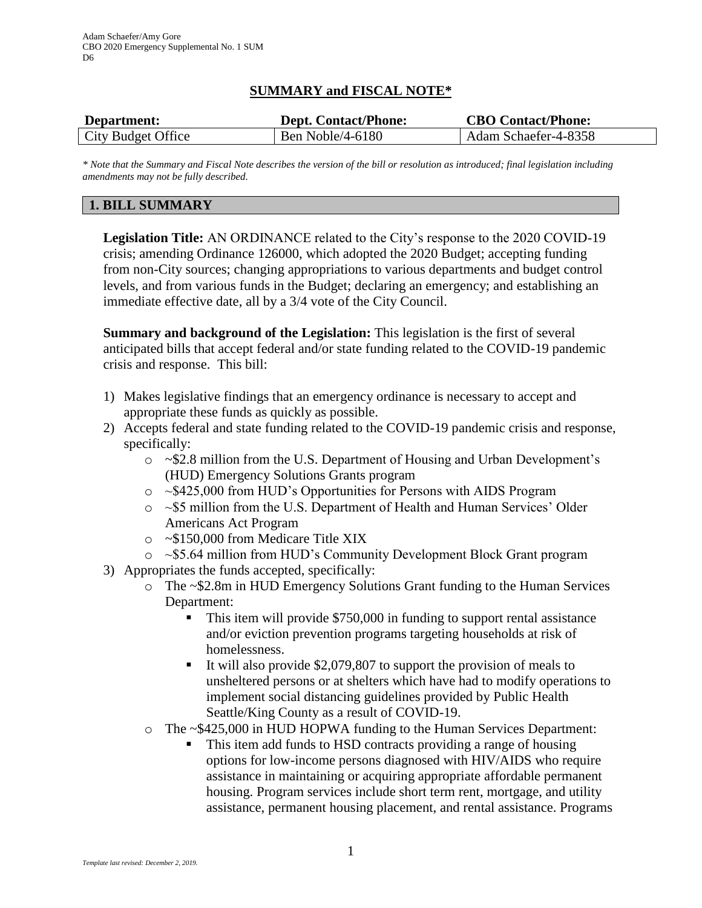# SUMMARY and FISCAL NOTE*

| Department: | Dept. Contact/Phone: | CBO Contact/Phone: |
|---|---|---|
| City Budget Office | Ben Noble/4-6180 | Adam Schaefer-4-8358 |

*\* Note that the Summary and Fiscal Note describes the version of the bill or resolution as introduced; final legislation including amendments may not be fully described.*

## 1. BILL SUMMARY

**Legislation Title:** AN ORDINANCE related to the City's response to the 2020 COVID-19 crisis; amending Ordinance 126000, which adopted the 2020 Budget; accepting funding from non-City sources; changing appropriations to various departments and budget control levels, and from various funds in the Budget; declaring an emergency; and establishing an immediate effective date, all by a 3/4 vote of the City Council.

**Summary and background of the Legislation:** This legislation is the first of several anticipated bills that accept federal and/or state funding related to the COVID-19 pandemic crisis and response. This bill:

1) Makes legislative findings that an emergency ordinance is necessary to accept and appropriate these funds as quickly as possible.
2) Accepts federal and state funding related to the COVID-19 pandemic crisis and response, specifically:
   - ~$2.8 million from the U.S. Department of Housing and Urban Development's (HUD) Emergency Solutions Grants program
   - ~$425,000 from HUD's Opportunities for Persons with AIDS Program
   - ~$5 million from the U.S. Department of Health and Human Services' Older Americans Act Program
   - ~$150,000 from Medicare Title XIX
   - ~$5.64 million from HUD's Community Development Block Grant program
3) Appropriates the funds accepted, specifically:
   - The ~$2.8m in HUD Emergency Solutions Grant funding to the Human Services Department:
     - This item will provide $750,000 in funding to support rental assistance and/or eviction prevention programs targeting households at risk of homelessness.
     - It will also provide $2,079,807 to support the provision of meals to unsheltered persons or at shelters which have had to modify operations to implement social distancing guidelines provided by Public Health Seattle/King County as a result of COVID-19.
   - The ~$425,000 in HUD HOPWA funding to the Human Services Department:
     - This item add funds to HSD contracts providing a range of housing options for low-income persons diagnosed with HIV/AIDS who require assistance in maintaining or acquiring appropriate affordable permanent housing. Program services include short term rent, mortgage, and utility assistance, permanent housing placement, and rental assistance. Programs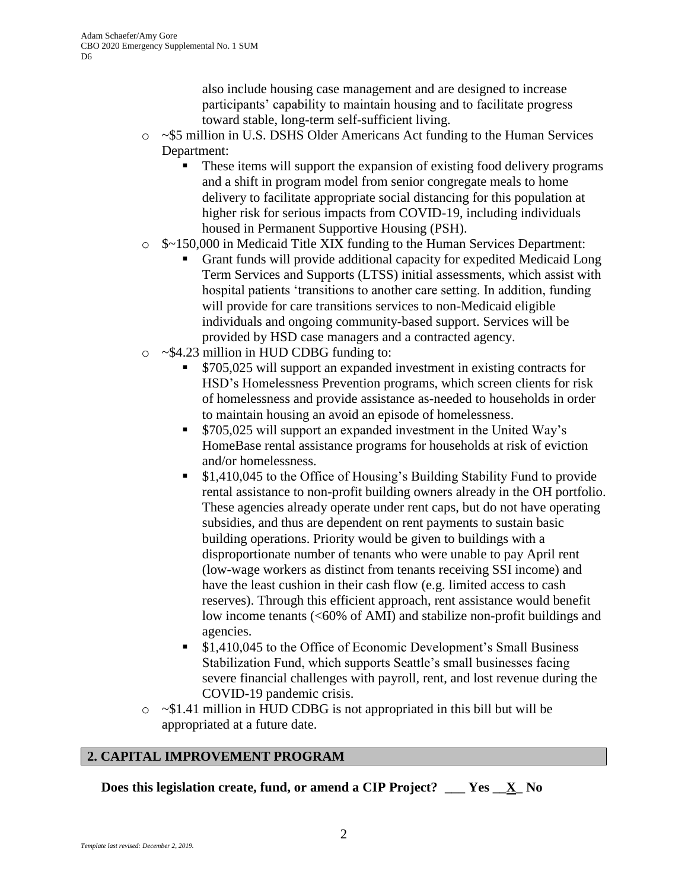also include housing case management and are designed to increase participants' capability to maintain housing and to facilitate progress toward stable, long-term self-sufficient living.

- ~$5 million in U.S. DSHS Older Americans Act funding to the Human Services Department:
  - These items will support the expansion of existing food delivery programs and a shift in program model from senior congregate meals to home delivery to facilitate appropriate social distancing for this population at higher risk for serious impacts from COVID-19, including individuals housed in Permanent Supportive Housing (PSH).
- $~150,000 in Medicaid Title XIX funding to the Human Services Department:
  - Grant funds will provide additional capacity for expedited Medicaid Long Term Services and Supports (LTSS) initial assessments, which assist with hospital patients 'transitions to another care setting. In addition, funding will provide for care transitions services to non-Medicaid eligible individuals and ongoing community-based support. Services will be provided by HSD case managers and a contracted agency.
- ~$4.23 million in HUD CDBG funding to:
  - $705,025 will support an expanded investment in existing contracts for HSD's Homelessness Prevention programs, which screen clients for risk of homelessness and provide assistance as-needed to households in order to maintain housing an avoid an episode of homelessness.
  - $705,025 will support an expanded investment in the United Way's HomeBase rental assistance programs for households at risk of eviction and/or homelessness.
  - $1,410,045 to the Office of Housing's Building Stability Fund to provide rental assistance to non-profit building owners already in the OH portfolio. These agencies already operate under rent caps, but do not have operating subsidies, and thus are dependent on rent payments to sustain basic building operations. Priority would be given to buildings with a disproportionate number of tenants who were unable to pay April rent (low-wage workers as distinct from tenants receiving SSI income) and have the least cushion in their cash flow (e.g. limited access to cash reserves). Through this efficient approach, rent assistance would benefit low income tenants (<60% of AMI) and stabilize non-profit buildings and agencies.
  - $1,410,045 to the Office of Economic Development's Small Business Stabilization Fund, which supports Seattle's small businesses facing severe financial challenges with payroll, rent, and lost revenue during the COVID-19 pandemic crisis.
- ~$1.41 million in HUD CDBG is not appropriated in this bill but will be appropriated at a future date.

## 2. CAPITAL IMPROVEMENT PROGRAM

**Does this legislation create, fund, or amend a CIP Project? ___ Yes __X_ No**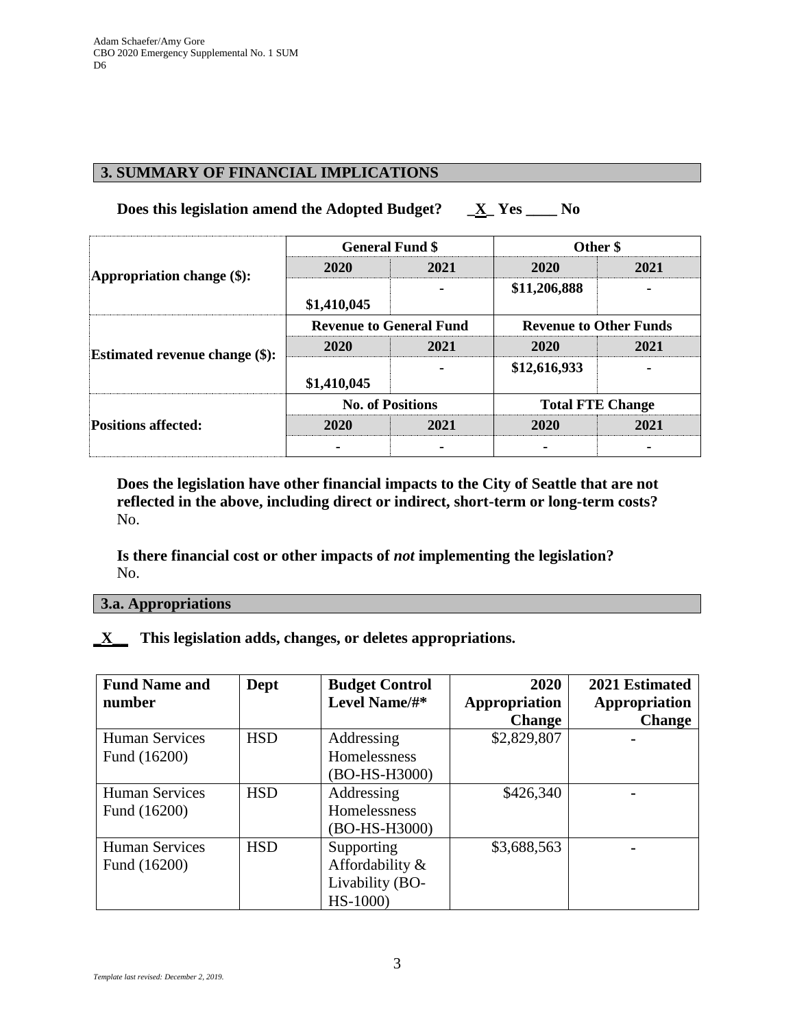## 3. SUMMARY OF FINANCIAL IMPLICATIONS

**Does this legislation amend the Adopted Budget?** _X_ Yes ____ No

| | General Fund $ | | Other $ | |
|---|---|---|---|---|
| **Appropriation change ($):** | **2020** | **2021** | **2020** | **2021** |
| | $1,410,045 | - | $11,206,888 | - |
| | **Revenue to General Fund** | | **Revenue to Other Funds** | |
| **Estimated revenue change ($):** | **2020** | **2021** | **2020** | **2021** |
| | $1,410,045 | - | $12,616,933 | - |
| | **No. of Positions** | | **Total FTE Change** | |
| **Positions affected:** | **2020** | **2021** | **2020** | **2021** |
| | - | - | - | - |

**Does the legislation have other financial impacts to the City of Seattle that are not reflected in the above, including direct or indirect, short-term or long-term costs?**
No.

**Is there financial cost or other impacts of *not* implementing the legislation?**
No.

### 3.a. Appropriations

**_X__ This legislation adds, changes, or deletes appropriations.**

| Fund Name and number | Dept | Budget Control Level Name/#* | 2020 Appropriation Change | 2021 Estimated Appropriation Change |
|---|---|---|---|---|
| Human Services Fund (16200) | HSD | Addressing Homelessness (BO-HS-H3000) | $2,829,807 | - |
| Human Services Fund (16200) | HSD | Addressing Homelessness (BO-HS-H3000) | $426,340 | - |
| Human Services Fund (16200) | HSD | Supporting Affordability & Livability (BO-HS-1000) | $3,688,563 | - |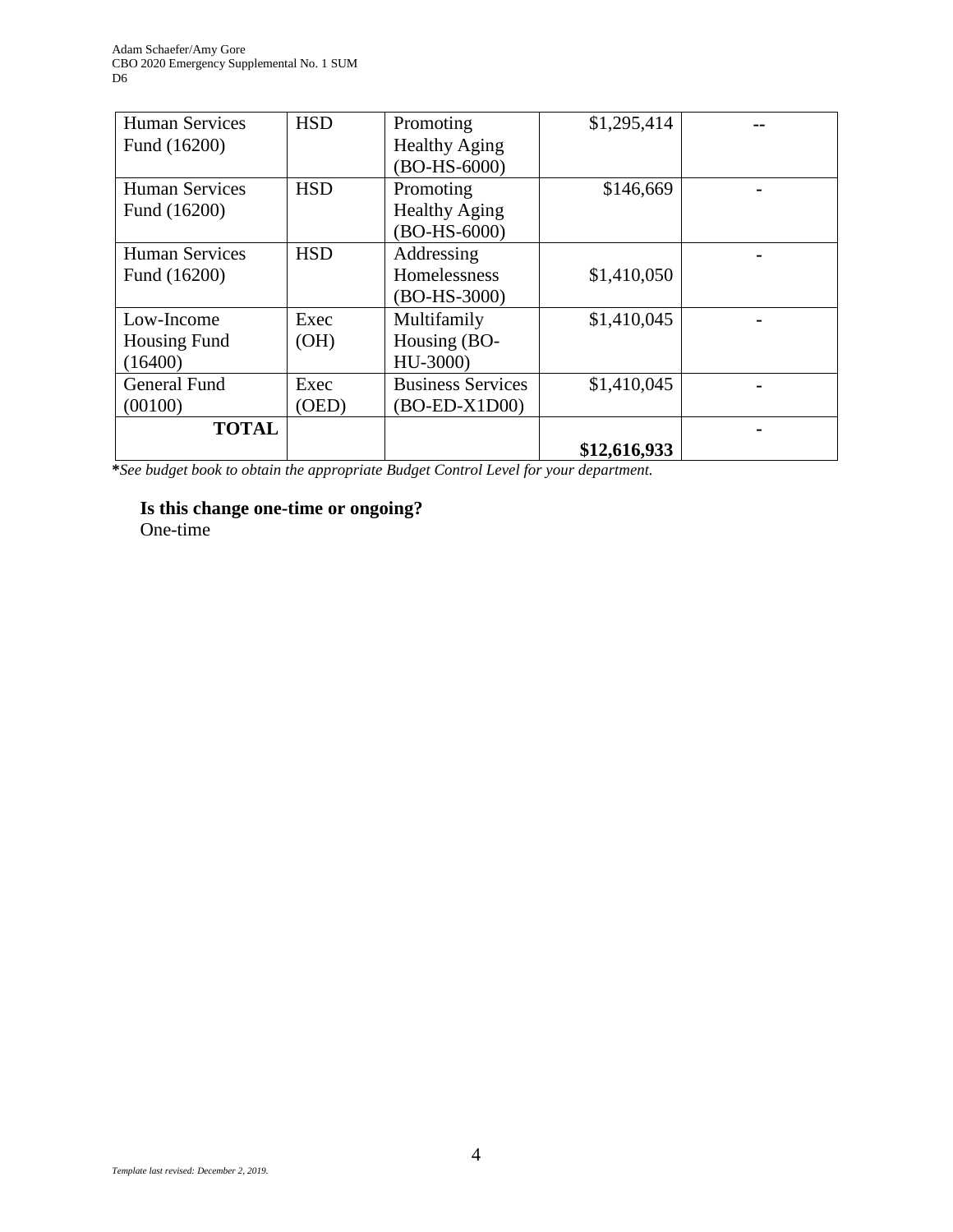| Human Services Fund (16200) | HSD | Promoting Healthy Aging (BO-HS-6000) | $1,295,414 | -- |
|---|---|---|---|---|
| Human Services Fund (16200) | HSD | Promoting Healthy Aging (BO-HS-6000) | $146,669 | - |
| Human Services Fund (16200) | HSD | Addressing Homelessness (BO-HS-3000) | $1,410,050 | - |
| Low-Income Housing Fund (16400) | Exec (OH) | Multifamily Housing (BO-HU-3000) | $1,410,045 | - |
| General Fund (00100) | Exec (OED) | Business Services (BO-ED-X1D00) | $1,410,045 | - |
| **TOTAL** | | | **$12,616,933** | - |

***See budget book to obtain the appropriate Budget Control Level for your department.***

**Is this change one-time or ongoing?**

One-time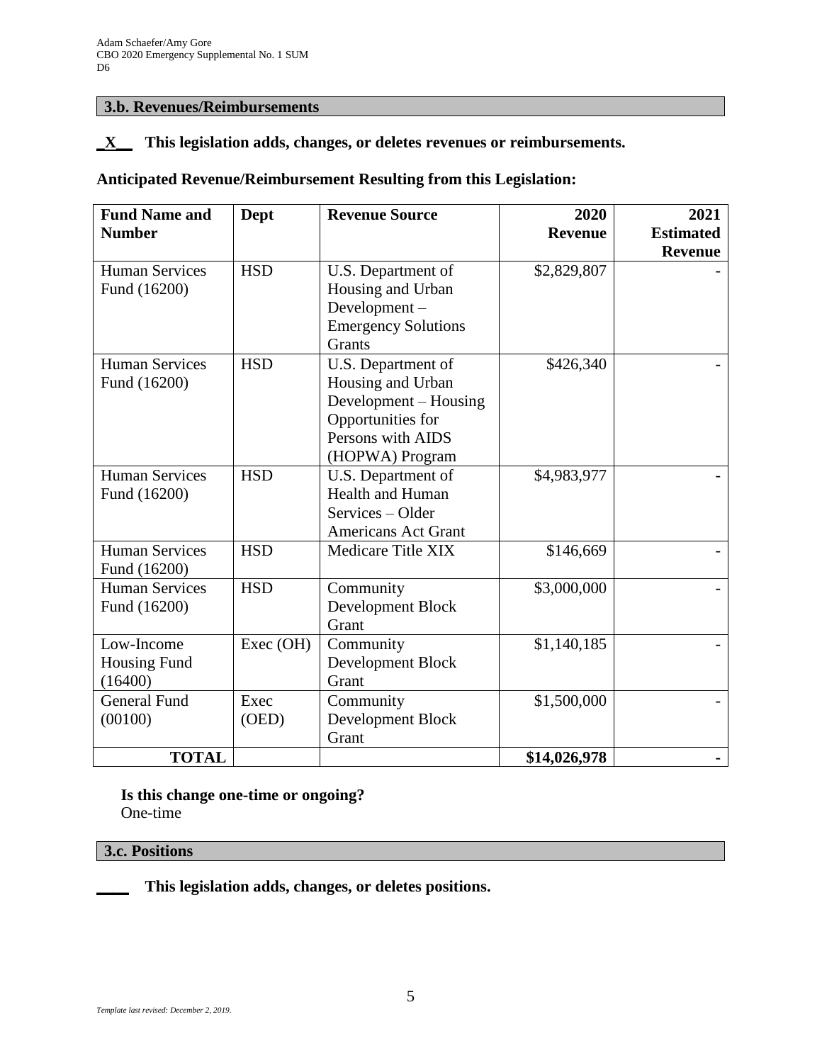## 3.b. Revenues/Reimbursements

**\_X\_\_ This legislation adds, changes, or deletes revenues or reimbursements.**

**Anticipated Revenue/Reimbursement Resulting from this Legislation:**

| Fund Name and Number | Dept | Revenue Source | 2020 Revenue | 2021 Estimated Revenue |
|---|---|---|---|---|
| Human Services Fund (16200) | HSD | U.S. Department of Housing and Urban Development – Emergency Solutions Grants | $2,829,807 | - |
| Human Services Fund (16200) | HSD | U.S. Department of Housing and Urban Development – Housing Opportunities for Persons with AIDS (HOPWA) Program | $426,340 | - |
| Human Services Fund (16200) | HSD | U.S. Department of Health and Human Services – Older Americans Act Grant | $4,983,977 | - |
| Human Services Fund (16200) | HSD | Medicare Title XIX | $146,669 | - |
| Human Services Fund (16200) | HSD | Community Development Block Grant | $3,000,000 | - |
| Low-Income Housing Fund (16400) | Exec (OH) | Community Development Block Grant | $1,140,185 | - |
| General Fund (00100) | Exec (OED) | Community Development Block Grant | $1,500,000 | - |
| **TOTAL** | | | **$14,026,978** | **-** |

**Is this change one-time or ongoing?**
One-time

## 3.c. Positions

**\_\_\_\_ This legislation adds, changes, or deletes positions.**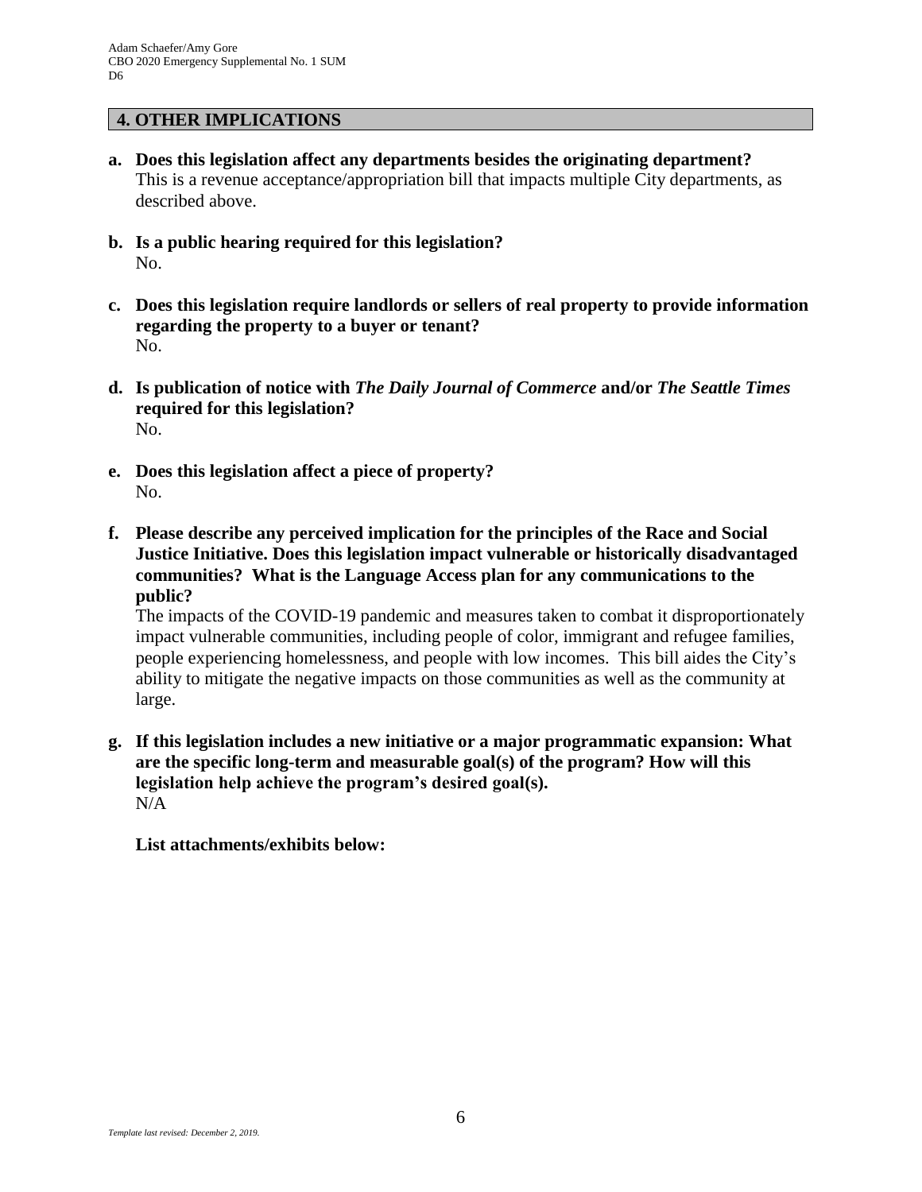## 4. OTHER IMPLICATIONS

**a. Does this legislation affect any departments besides the originating department?**
This is a revenue acceptance/appropriation bill that impacts multiple City departments, as described above.

**b. Is a public hearing required for this legislation?**
No.

**c. Does this legislation require landlords or sellers of real property to provide information regarding the property to a buyer or tenant?**
No.

**d. Is publication of notice with *The Daily Journal of Commerce* and/or *The Seattle Times* required for this legislation?**
No.

**e. Does this legislation affect a piece of property?**
No.

**f. Please describe any perceived implication for the principles of the Race and Social Justice Initiative. Does this legislation impact vulnerable or historically disadvantaged communities? What is the Language Access plan for any communications to the public?**
The impacts of the COVID-19 pandemic and measures taken to combat it disproportionately impact vulnerable communities, including people of color, immigrant and refugee families, people experiencing homelessness, and people with low incomes. This bill aides the City's ability to mitigate the negative impacts on those communities as well as the community at large.

**g. If this legislation includes a new initiative or a major programmatic expansion: What are the specific long-term and measurable goal(s) of the program? How will this legislation help achieve the program's desired goal(s).**
N/A

**List attachments/exhibits below:**